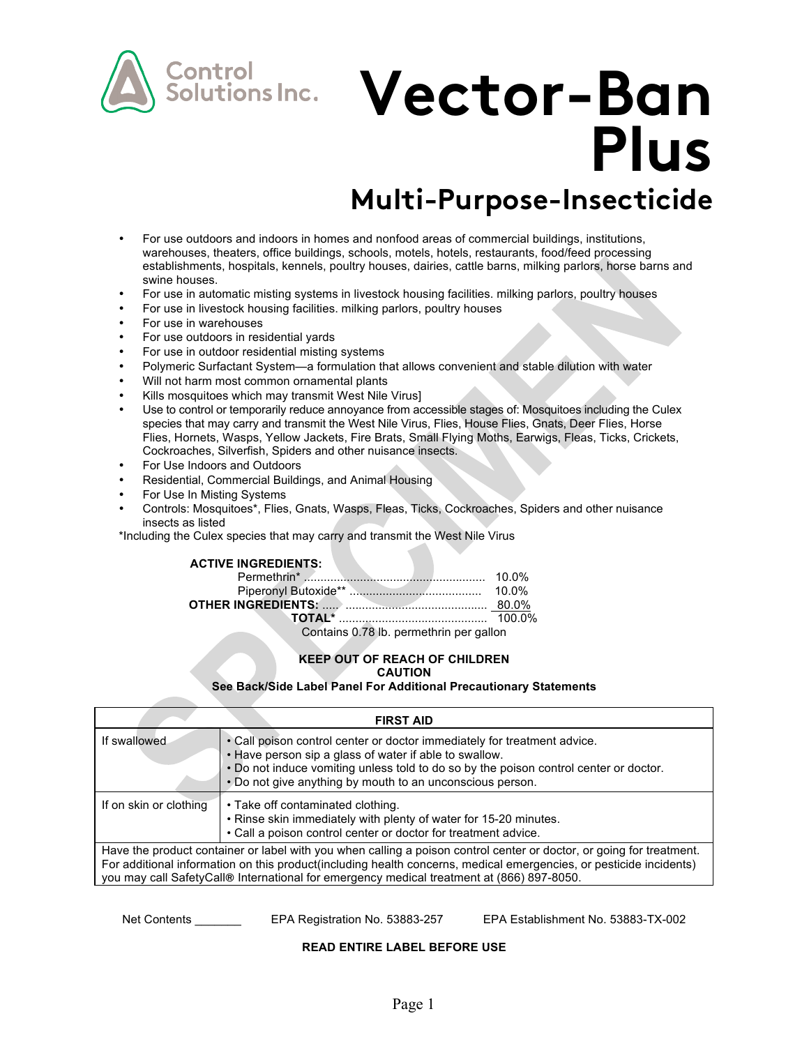Control Solutions Inc.

# Vector-Ban Plus

## Multi-Purpose-Insecticide

- For use outdoors and indoors in homes and nonfood areas of commercial buildings, institutions, warehouses, theaters, office buildings, schools, motels, hotels, restaurants, food/feed processing establishments, hospitals, kennels, poultry houses, dairies, cattle barns, milking parlors, horse barns and swine houses.
- For use in automatic misting systems in livestock housing facilities. milking parlors, poultry houses
- For use in livestock housing facilities. milking parlors, poultry houses
- For use in warehouses
- For use outdoors in residential yards
- For use in outdoor residential misting systems
- Polymeric Surfactant System—a formulation that allows convenient and stable dilution with water
- Will not harm most common ornamental plants
- Kills mosquitoes which may transmit West Nile Virus]
- Use to control or temporarily reduce annoyance from accessible stages of: Mosquitoes including the Culex species that may carry and transmit the West Nile Virus, Flies, House Flies, Gnats, Deer Flies, Horse Flies, Hornets, Wasps, Yellow Jackets, Fire Brats, Small Flying Moths, Earwigs, Fleas, Ticks, Crickets, Cockroaches, Silverfish, Spiders and other nuisance insects.
- For Use Indoors and Outdoors
- Residential, Commercial Buildings, and Animal Housing
- For Use In Misting Systems
- Controls: Mosquitoes*, Flies, Gnats, Wasps, Fleas, Ticks, Cockroaches, Spiders and other nuisance insects as listed

*Including the Culex species that may carry and transmit the West Nile Virus

**ACTIVE INGREDIENTS:**

| | |
|---|---|
| Permethrin* | 10.0% |
| Piperonyl Butoxide** | 10.0% |
| **OTHER INGREDIENTS:** | 80.0% |
| **TOTAL*** | 100.0% |

Contains 0.78 lb. permethrin per gallon

**KEEP OUT OF REACH OF CHILDREN**
**CAUTION**
**See Back/Side Label Panel For Additional Precautionary Statements**

| **FIRST AID** | |
|---|---|
| If swallowed | • Call poison control center or doctor immediately for treatment advice.<br>• Have person sip a glass of water if able to swallow.<br>• Do not induce vomiting unless told to do so by the poison control center or doctor.<br>• Do not give anything by mouth to an unconscious person. |
| If on skin or clothing | • Take off contaminated clothing.<br>• Rinse skin immediately with plenty of water for 15-20 minutes.<br>• Call a poison control center or doctor for treatment advice. |
| Have the product container or label with you when calling a poison control center or doctor, or going for treatment. For additional information on this product(including health concerns, medical emergencies, or pesticide incidents) you may call SafetyCall® International for emergency medical treatment at (866) 897-8050. | |

Net Contents _______ EPA Registration No. 53883-257 EPA Establishment No. 53883-TX-002

**READ ENTIRE LABEL BEFORE USE**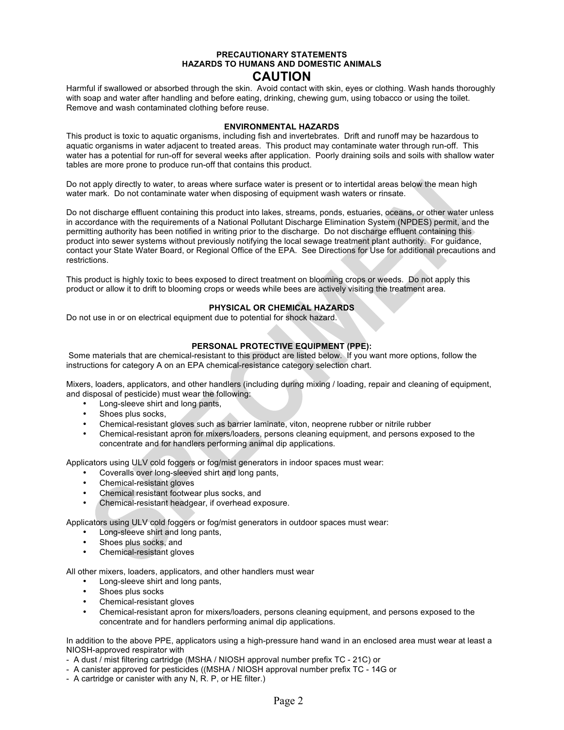## PRECAUTIONARY STATEMENTS
## HAZARDS TO HUMANS AND DOMESTIC ANIMALS
# CAUTION

Harmful if swallowed or absorbed through the skin. Avoid contact with skin, eyes or clothing. Wash hands thoroughly with soap and water after handling and before eating, drinking, chewing gum, using tobacco or using the toilet. Remove and wash contaminated clothing before reuse.

### ENVIRONMENTAL HAZARDS

This product is toxic to aquatic organisms, including fish and invertebrates. Drift and runoff may be hazardous to aquatic organisms in water adjacent to treated areas. This product may contaminate water through run-off. This water has a potential for run-off for several weeks after application. Poorly draining soils and soils with shallow water tables are more prone to produce run-off that contains this product.

Do not apply directly to water, to areas where surface water is present or to intertidal areas below the mean high water mark. Do not contaminate water when disposing of equipment wash waters or rinsate.

Do not discharge effluent containing this product into lakes, streams, ponds, estuaries, oceans, or other water unless in accordance with the requirements of a National Pollutant Discharge Elimination System (NPDES) permit, and the permitting authority has been notified in writing prior to the discharge. Do not discharge effluent containing this product into sewer systems without previously notifying the local sewage treatment plant authority. For guidance, contact your State Water Board, or Regional Office of the EPA. See Directions for Use for additional precautions and restrictions.

This product is highly toxic to bees exposed to direct treatment on blooming crops or weeds. Do not apply this product or allow it to drift to blooming crops or weeds while bees are actively visiting the treatment area.

### PHYSICAL OR CHEMICAL HAZARDS

Do not use in or on electrical equipment due to potential for shock hazard.

### PERSONAL PROTECTIVE EQUIPMENT (PPE):

Some materials that are chemical-resistant to this product are listed below. If you want more options, follow the instructions for category A on an EPA chemical-resistance category selection chart.

Mixers, loaders, applicators, and other handlers (including during mixing / loading, repair and cleaning of equipment, and disposal of pesticide) must wear the following:

- Long-sleeve shirt and long pants,
- Shoes plus socks,
- Chemical-resistant gloves such as barrier laminate, viton, neoprene rubber or nitrile rubber
- Chemical-resistant apron for mixers/loaders, persons cleaning equipment, and persons exposed to the concentrate and for handlers performing animal dip applications.

Applicators using ULV cold foggers or fog/mist generators in indoor spaces must wear:

- Coveralls over long-sleeved shirt and long pants,
- Chemical-resistant gloves
- Chemical resistant footwear plus socks, and
- Chemical-resistant headgear, if overhead exposure.

Applicators using ULV cold foggers or fog/mist generators in outdoor spaces must wear:

- Long-sleeve shirt and long pants,
- Shoes plus socks, and
- Chemical-resistant gloves

All other mixers, loaders, applicators, and other handlers must wear

- Long-sleeve shirt and long pants,
- Shoes plus socks
- Chemical-resistant gloves
- Chemical-resistant apron for mixers/loaders, persons cleaning equipment, and persons exposed to the concentrate and for handlers performing animal dip applications.

In addition to the above PPE, applicators using a high-pressure hand wand in an enclosed area must wear at least a NIOSH-approved respirator with

- A dust / mist filtering cartridge (MSHA / NIOSH approval number prefix TC - 21C) or
- A canister approved for pesticides ((MSHA / NIOSH approval number prefix TC - 14G or
- A cartridge or canister with any N, R. P, or HE filter.)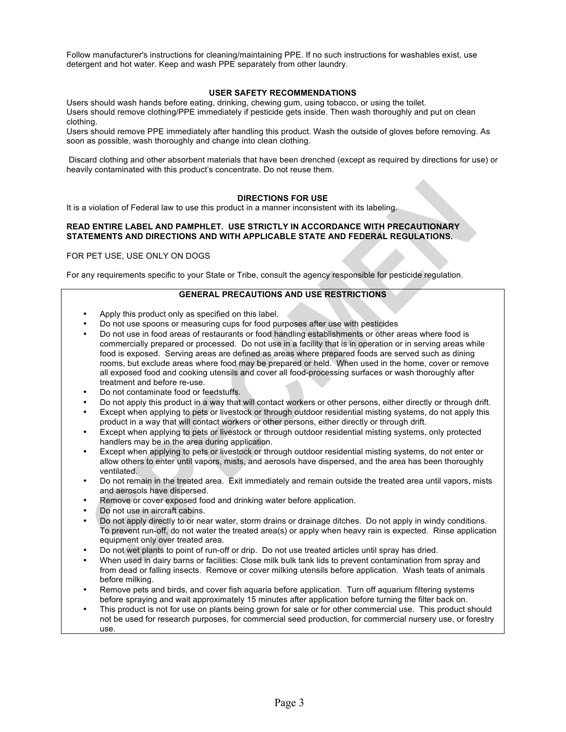Follow manufacturer's instructions for cleaning/maintaining PPE. If no such instructions for washables exist, use detergent and hot water. Keep and wash PPE separately from other laundry.

## USER SAFETY RECOMMENDATIONS

Users should wash hands before eating, drinking, chewing gum, using tobacco, or using the toilet.
Users should remove clothing/PPE immediately if pesticide gets inside. Then wash thoroughly and put on clean clothing.
Users should remove PPE immediately after handling this product. Wash the outside of gloves before removing. As soon as possible, wash thoroughly and change into clean clothing.

Discard clothing and other absorbent materials that have been drenched (except as required by directions for use) or heavily contaminated with this product's concentrate. Do not reuse them.

## DIRECTIONS FOR USE

It is a violation of Federal law to use this product in a manner inconsistent with its labeling.

**READ ENTIRE LABEL AND PAMPHLET. USE STRICTLY IN ACCORDANCE WITH PRECAUTIONARY STATEMENTS AND DIRECTIONS AND WITH APPLICABLE STATE AND FEDERAL REGULATIONS.**

FOR PET USE, USE ONLY ON DOGS

For any requirements specific to your State or Tribe, consult the agency responsible for pesticide regulation.

### GENERAL PRECAUTIONS AND USE RESTRICTIONS

- Apply this product only as specified on this label.
- Do not use spoons or measuring cups for food purposes after use with pesticides
- Do not use in food areas of restaurants or food handling establishments or other areas where food is commercially prepared or processed. Do not use in a facility that is in operation or in serving areas while food is exposed. Serving areas are defined as areas where prepared foods are served such as dining rooms, but exclude areas where food may be prepared or held. When used in the home, cover or remove all exposed food and cooking utensils and cover all food-processing surfaces or wash thoroughly after treatment and before re-use.
- Do not contaminate food or feedstuffs.
- Do not apply this product in a way that will contact workers or other persons, either directly or through drift.
- Except when applying to pets or livestock or through outdoor residential misting systems, do not apply this product in a way that will contact workers or other persons, either directly or through drift.
- Except when applying to pets or livestock or through outdoor residential misting systems, only protected handlers may be in the area during application.
- Except when applying to pets or livestock or through outdoor residential misting systems, do not enter or allow others to enter until vapors, mists, and aerosols have dispersed, and the area has been thoroughly ventilated.
- Do not remain in the treated area. Exit immediately and remain outside the treated area until vapors, mists and aerosols have dispersed.
- Remove or cover exposed food and drinking water before application.
- Do not use in aircraft cabins.
- Do not apply directly to or near water, storm drains or drainage ditches. Do not apply in windy conditions. To prevent run-off, do not water the treated area(s) or apply when heavy rain is expected. Rinse application equipment only over treated area.
- Do not wet plants to point of run-off or drip. Do not use treated articles until spray has dried.
- When used in dairy barns or facilities: Close milk bulk tank lids to prevent contamination from spray and from dead or falling insects. Remove or cover milking utensils before application. Wash teats of animals before milking.
- Remove pets and birds, and cover fish aquaria before application. Turn off aquarium filtering systems before spraying and wait approximately 15 minutes after application before turning the filter back on.
- This product is not for use on plants being grown for sale or for other commercial use. This product should not be used for research purposes, for commercial seed production, for commercial nursery use, or forestry use.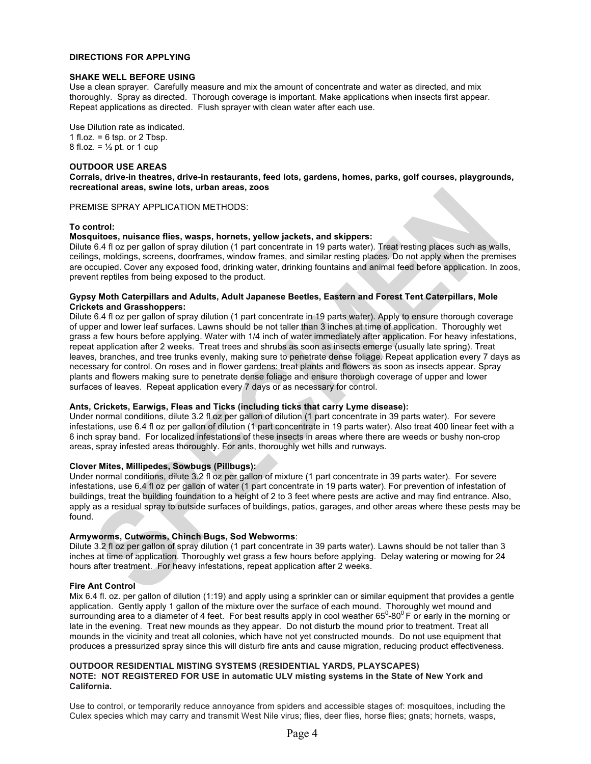**DIRECTIONS FOR APPLYING**

**SHAKE WELL BEFORE USING**

Use a clean sprayer. Carefully measure and mix the amount of concentrate and water as directed, and mix thoroughly. Spray as directed. Thorough coverage is important. Make applications when insects first appear. Repeat applications as directed. Flush sprayer with clean water after each use.

Use Dilution rate as indicated.
1 fl.oz. = 6 tsp. or 2 Tbsp.
8 fl.oz. = ½ pt. or 1 cup

**OUTDOOR USE AREAS**

**Corrals, drive-in theatres, drive-in restaurants, feed lots, gardens, homes, parks, golf courses, playgrounds, recreational areas, swine lots, urban areas, zoos**

PREMISE SPRAY APPLICATION METHODS:

**To control:**

**Mosquitoes, nuisance flies, wasps, hornets, yellow jackets, and skippers:**

Dilute 6.4 fl oz per gallon of spray dilution (1 part concentrate in 19 parts water). Treat resting places such as walls, ceilings, moldings, screens, doorframes, window frames, and similar resting places. Do not apply when the premises are occupied. Cover any exposed food, drinking water, drinking fountains and animal feed before application. In zoos, prevent reptiles from being exposed to the product.

**Gypsy Moth Caterpillars and Adults, Adult Japanese Beetles, Eastern and Forest Tent Caterpillars, Mole Crickets and Grasshoppers:**

Dilute 6.4 fl oz per gallon of spray dilution (1 part concentrate in 19 parts water). Apply to ensure thorough coverage of upper and lower leaf surfaces. Lawns should be not taller than 3 inches at time of application. Thoroughly wet grass a few hours before applying. Water with 1/4 inch of water immediately after application. For heavy infestations, repeat application after 2 weeks. Treat trees and shrubs as soon as insects emerge (usually late spring). Treat leaves, branches, and tree trunks evenly, making sure to penetrate dense foliage. Repeat application every 7 days as necessary for control. On roses and in flower gardens: treat plants and flowers as soon as insects appear. Spray plants and flowers making sure to penetrate dense foliage and ensure thorough coverage of upper and lower surfaces of leaves. Repeat application every 7 days or as necessary for control.

**Ants, Crickets, Earwigs, Fleas and Ticks (including ticks that carry Lyme disease):**

Under normal conditions, dilute 3.2 fl oz per gallon of dilution (1 part concentrate in 39 parts water). For severe infestations, use 6.4 fl oz per gallon of dilution (1 part concentrate in 19 parts water). Also treat 400 linear feet with a 6 inch spray band. For localized infestations of these insects in areas where there are weeds or bushy non-crop areas, spray infested areas thoroughly. For ants, thoroughly wet hills and runways.

**Clover Mites, Millipedes, Sowbugs (Pillbugs):**

Under normal conditions, dilute 3.2 fl oz per gallon of mixture (1 part concentrate in 39 parts water). For severe infestations, use 6.4 fl oz per gallon of water (1 part concentrate in 19 parts water). For prevention of infestation of buildings, treat the building foundation to a height of 2 to 3 feet where pests are active and may find entrance. Also, apply as a residual spray to outside surfaces of buildings, patios, garages, and other areas where these pests may be found.

**Armyworms, Cutworms, Chinch Bugs, Sod Webworms**:

Dilute 3.2 fl oz per gallon of spray dilution (1 part concentrate in 39 parts water). Lawns should be not taller than 3 inches at time of application. Thoroughly wet grass a few hours before applying. Delay watering or mowing for 24 hours after treatment. For heavy infestations, repeat application after 2 weeks.

**Fire Ant Control**

Mix 6.4 fl. oz. per gallon of dilution (1:19) and apply using a sprinkler can or similar equipment that provides a gentle application. Gently apply 1 gallon of the mixture over the surface of each mound. Thoroughly wet mound and surrounding area to a diameter of 4 feet. For best results apply in cool weather $65^0$-$80^0$ F or early in the morning or late in the evening. Treat new mounds as they appear. Do not disturb the mound prior to treatment. Treat all mounds in the vicinity and treat all colonies, which have not yet constructed mounds. Do not use equipment that produces a pressurized spray since this will disturb fire ants and cause migration, reducing product effectiveness.

**OUTDOOR RESIDENTIAL MISTING SYSTEMS (RESIDENTIAL YARDS, PLAYSCAPES)**
**NOTE: NOT REGISTERED FOR USE in automatic ULV misting systems in the State of New York and California.**

Use to control, or temporarily reduce annoyance from spiders and accessible stages of: mosquitoes, including the Culex species which may carry and transmit West Nile virus; flies, deer flies, horse flies; gnats; hornets, wasps,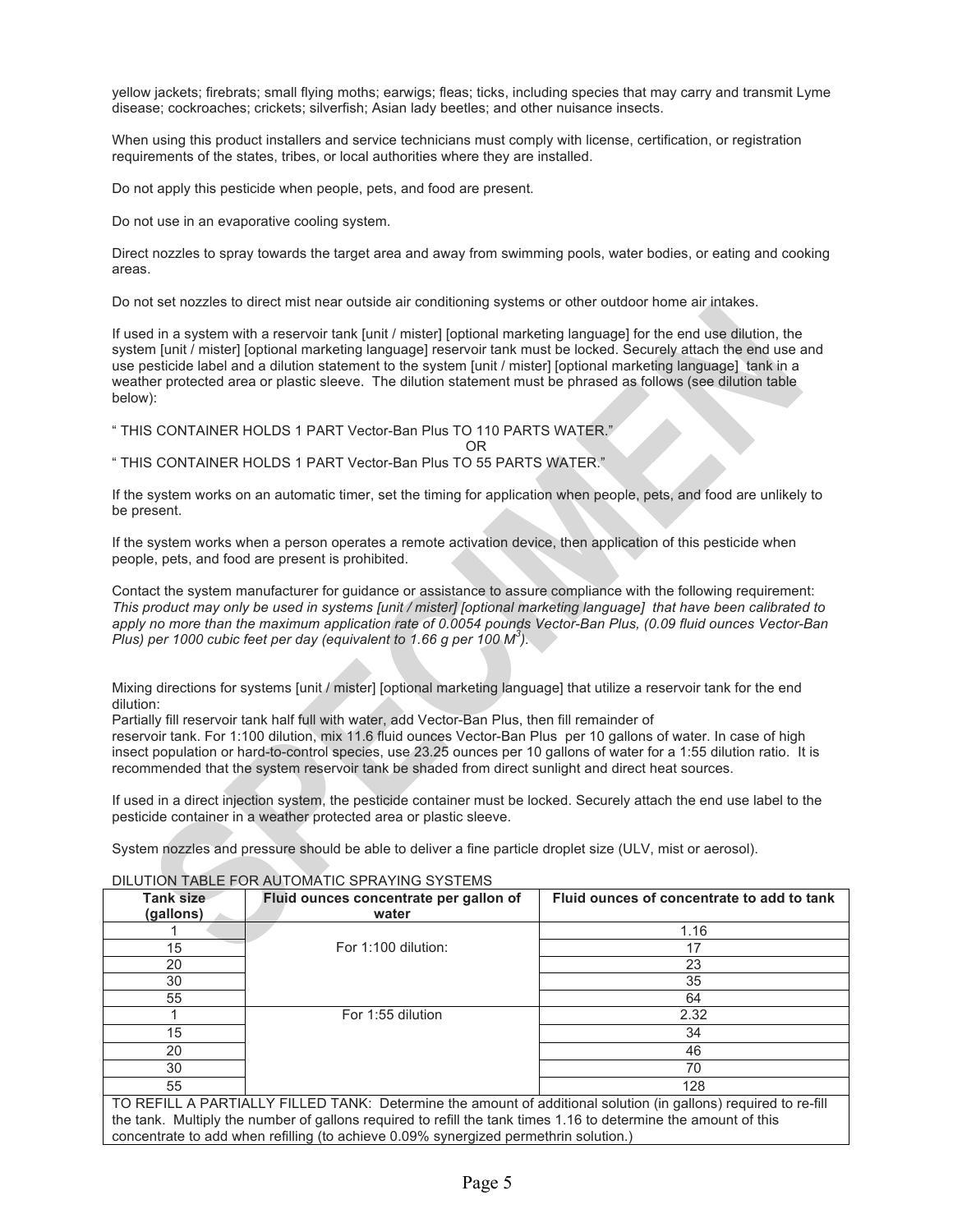yellow jackets; firebrats; small flying moths; earwigs; fleas; ticks, including species that may carry and transmit Lyme disease; cockroaches; crickets; silverfish; Asian lady beetles; and other nuisance insects.

When using this product installers and service technicians must comply with license, certification, or registration requirements of the states, tribes, or local authorities where they are installed.

Do not apply this pesticide when people, pets, and food are present.

Do not use in an evaporative cooling system.

Direct nozzles to spray towards the target area and away from swimming pools, water bodies, or eating and cooking areas.

Do not set nozzles to direct mist near outside air conditioning systems or other outdoor home air intakes.

If used in a system with a reservoir tank [unit / mister] [optional marketing language] for the end use dilution, the system [unit / mister] [optional marketing language] reservoir tank must be locked. Securely attach the end use and use pesticide label and a dilution statement to the system [unit / mister] [optional marketing language] tank in a weather protected area or plastic sleeve. The dilution statement must be phrased as follows (see dilution table below):

" THIS CONTAINER HOLDS 1 PART Vector-Ban Plus TO 110 PARTS WATER."

OR

" THIS CONTAINER HOLDS 1 PART Vector-Ban Plus TO 55 PARTS WATER."

If the system works on an automatic timer, set the timing for application when people, pets, and food are unlikely to be present.

If the system works when a person operates a remote activation device, then application of this pesticide when people, pets, and food are present is prohibited.

Contact the system manufacturer for guidance or assistance to assure compliance with the following requirement: *This product may only be used in systems [unit / mister] [optional marketing language] that have been calibrated to apply no more than the maximum application rate of 0.0054 pounds Vector-Ban Plus, (0.09 fluid ounces Vector-Ban Plus) per 1000 cubic feet per day (equivalent to 1.66 g per 100 $M^3$).*

Mixing directions for systems [unit / mister] [optional marketing language] that utilize a reservoir tank for the end dilution:

Partially fill reservoir tank half full with water, add Vector-Ban Plus, then fill remainder of reservoir tank. For 1:100 dilution, mix 11.6 fluid ounces Vector-Ban Plus per 10 gallons of water. In case of high insect population or hard-to-control species, use 23.25 ounces per 10 gallons of water for a 1:55 dilution ratio. It is recommended that the system reservoir tank be shaded from direct sunlight and direct heat sources.

If used in a direct injection system, the pesticide container must be locked. Securely attach the end use label to the pesticide container in a weather protected area or plastic sleeve.

System nozzles and pressure should be able to deliver a fine particle droplet size (ULV, mist or aerosol).

DILUTION TABLE FOR AUTOMATIC SPRAYING SYSTEMS

| Tank size (gallons) | Fluid ounces concentrate per gallon of water | Fluid ounces of concentrate to add to tank |
|---|---|---|
| 1 | For 1:100 dilution: | 1.16 |
| 15 | | 17 |
| 20 | | 23 |
| 30 | | 35 |
| 55 | | 64 |
| 1 | For 1:55 dilution | 2.32 |
| 15 | | 34 |
| 20 | | 46 |
| 30 | | 70 |
| 55 | | 128 |
| TO REFILL A PARTIALLY FILLED TANK: Determine the amount of additional solution (in gallons) required to re-fill the tank. Multiply the number of gallons required to refill the tank times 1.16 to determine the amount of this concentrate to add when refilling (to achieve 0.09% synergized permethrin solution.) | | |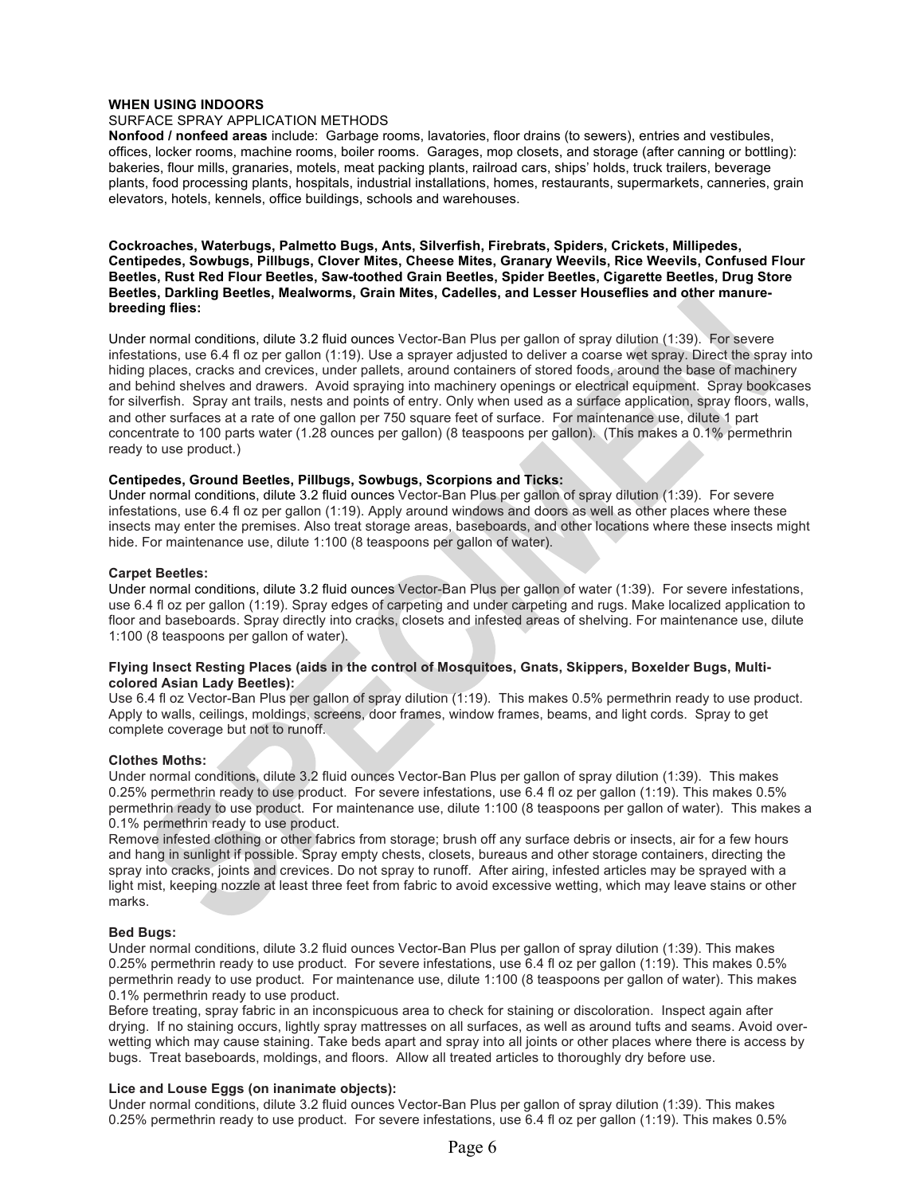**WHEN USING INDOORS**

SURFACE SPRAY APPLICATION METHODS

**Nonfood / nonfeed areas** include: Garbage rooms, lavatories, floor drains (to sewers), entries and vestibules, offices, locker rooms, machine rooms, boiler rooms. Garages, mop closets, and storage (after canning or bottling): bakeries, flour mills, granaries, motels, meat packing plants, railroad cars, ships' holds, truck trailers, beverage plants, food processing plants, hospitals, industrial installations, homes, restaurants, supermarkets, canneries, grain elevators, hotels, kennels, office buildings, schools and warehouses.

**Cockroaches, Waterbugs, Palmetto Bugs, Ants, Silverfish, Firebrats, Spiders, Crickets, Millipedes, Centipedes, Sowbugs, Pillbugs, Clover Mites, Cheese Mites, Granary Weevils, Rice Weevils, Confused Flour Beetles, Rust Red Flour Beetles, Saw-toothed Grain Beetles, Spider Beetles, Cigarette Beetles, Drug Store Beetles, Darkling Beetles, Mealworms, Grain Mites, Cadelles, and Lesser Houseflies and other manure-breeding flies:**

Under normal conditions, dilute 3.2 fluid ounces Vector-Ban Plus per gallon of spray dilution (1:39). For severe infestations, use 6.4 fl oz per gallon (1:19). Use a sprayer adjusted to deliver a coarse wet spray. Direct the spray into hiding places, cracks and crevices, under pallets, around containers of stored foods, around the base of machinery and behind shelves and drawers. Avoid spraying into machinery openings or electrical equipment. Spray bookcases for silverfish. Spray ant trails, nests and points of entry. Only when used as a surface application, spray floors, walls, and other surfaces at a rate of one gallon per 750 square feet of surface. For maintenance use, dilute 1 part concentrate to 100 parts water (1.28 ounces per gallon) (8 teaspoons per gallon). (This makes a 0.1% permethrin ready to use product.)

**Centipedes, Ground Beetles, Pillbugs, Sowbugs, Scorpions and Ticks:**
Under normal conditions, dilute 3.2 fluid ounces Vector-Ban Plus per gallon of spray dilution (1:39). For severe infestations, use 6.4 fl oz per gallon (1:19). Apply around windows and doors as well as other places where these insects may enter the premises. Also treat storage areas, baseboards, and other locations where these insects might hide. For maintenance use, dilute 1:100 (8 teaspoons per gallon of water).

**Carpet Beetles:**
Under normal conditions, dilute 3.2 fluid ounces Vector-Ban Plus per gallon of water (1:39). For severe infestations, use 6.4 fl oz per gallon (1:19). Spray edges of carpeting and under carpeting and rugs. Make localized application to floor and baseboards. Spray directly into cracks, closets and infested areas of shelving. For maintenance use, dilute 1:100 (8 teaspoons per gallon of water).

**Flying Insect Resting Places (aids in the control of Mosquitoes, Gnats, Skippers, Boxelder Bugs, Multi-colored Asian Lady Beetles):**
Use 6.4 fl oz Vector-Ban Plus per gallon of spray dilution (1:19). This makes 0.5% permethrin ready to use product. Apply to walls, ceilings, moldings, screens, door frames, window frames, beams, and light cords. Spray to get complete coverage but not to runoff.

**Clothes Moths:**
Under normal conditions, dilute 3.2 fluid ounces Vector-Ban Plus per gallon of spray dilution (1:39). This makes 0.25% permethrin ready to use product. For severe infestations, use 6.4 fl oz per gallon (1:19). This makes 0.5% permethrin ready to use product. For maintenance use, dilute 1:100 (8 teaspoons per gallon of water). This makes a 0.1% permethrin ready to use product.
Remove infested clothing or other fabrics from storage; brush off any surface debris or insects, air for a few hours and hang in sunlight if possible. Spray empty chests, closets, bureaus and other storage containers, directing the spray into cracks, joints and crevices. Do not spray to runoff. After airing, infested articles may be sprayed with a light mist, keeping nozzle at least three feet from fabric to avoid excessive wetting, which may leave stains or other marks.

**Bed Bugs:**
Under normal conditions, dilute 3.2 fluid ounces Vector-Ban Plus per gallon of spray dilution (1:39). This makes 0.25% permethrin ready to use product. For severe infestations, use 6.4 fl oz per gallon (1:19). This makes 0.5% permethrin ready to use product. For maintenance use, dilute 1:100 (8 teaspoons per gallon of water). This makes 0.1% permethrin ready to use product.
Before treating, spray fabric in an inconspicuous area to check for staining or discoloration. Inspect again after drying. If no staining occurs, lightly spray mattresses on all surfaces, as well as around tufts and seams. Avoid over-wetting which may cause staining. Take beds apart and spray into all joints or other places where there is access by bugs. Treat baseboards, moldings, and floors. Allow all treated articles to thoroughly dry before use.

**Lice and Louse Eggs (on inanimate objects):**
Under normal conditions, dilute 3.2 fluid ounces Vector-Ban Plus per gallon of spray dilution (1:39). This makes 0.25% permethrin ready to use product. For severe infestations, use 6.4 fl oz per gallon (1:19). This makes 0.5%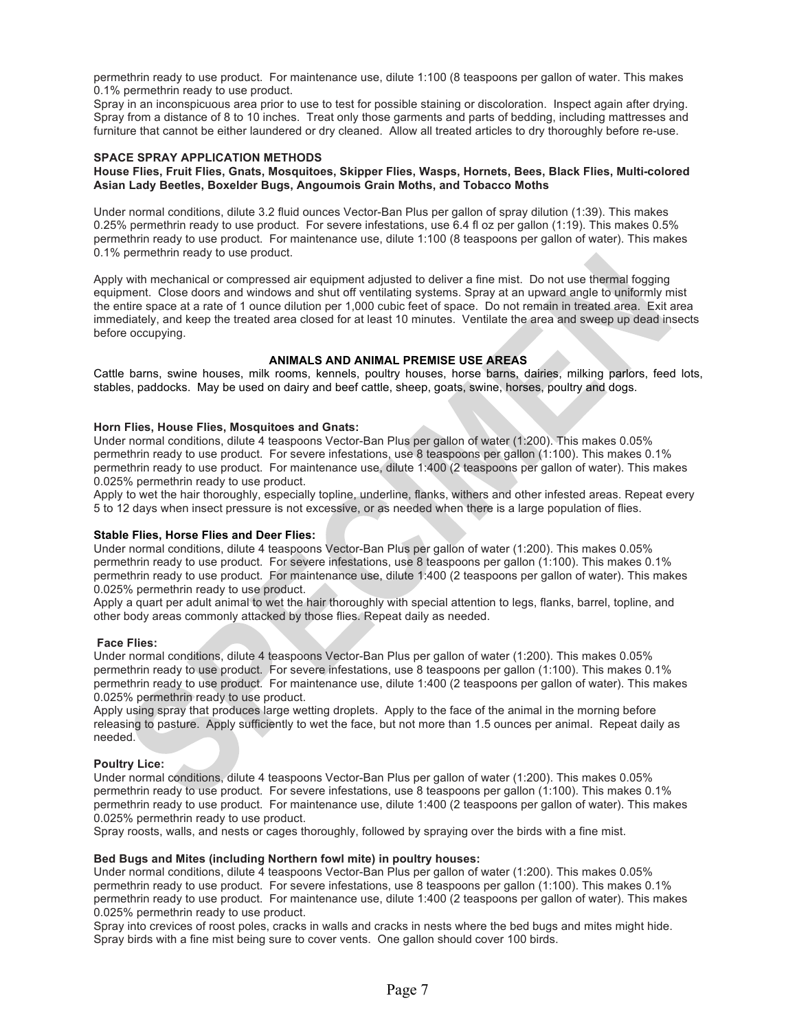permethrin ready to use product. For maintenance use, dilute 1:100 (8 teaspoons per gallon of water. This makes 0.1% permethrin ready to use product.

Spray in an inconspicuous area prior to use to test for possible staining or discoloration. Inspect again after drying. Spray from a distance of 8 to 10 inches. Treat only those garments and parts of bedding, including mattresses and furniture that cannot be either laundered or dry cleaned. Allow all treated articles to dry thoroughly before re-use.

**SPACE SPRAY APPLICATION METHODS**

**House Flies, Fruit Flies, Gnats, Mosquitoes, Skipper Flies, Wasps, Hornets, Bees, Black Flies, Multi-colored Asian Lady Beetles, Boxelder Bugs, Angoumois Grain Moths, and Tobacco Moths**

Under normal conditions, dilute 3.2 fluid ounces Vector-Ban Plus per gallon of spray dilution (1:39). This makes 0.25% permethrin ready to use product. For severe infestations, use 6.4 fl oz per gallon (1:19). This makes 0.5% permethrin ready to use product. For maintenance use, dilute 1:100 (8 teaspoons per gallon of water). This makes 0.1% permethrin ready to use product.

Apply with mechanical or compressed air equipment adjusted to deliver a fine mist. Do not use thermal fogging equipment. Close doors and windows and shut off ventilating systems. Spray at an upward angle to uniformly mist the entire space at a rate of 1 ounce dilution per 1,000 cubic feet of space. Do not remain in treated area. Exit area immediately, and keep the treated area closed for at least 10 minutes. Ventilate the area and sweep up dead insects before occupying.

**ANIMALS AND ANIMAL PREMISE USE AREAS**

Cattle barns, swine houses, milk rooms, kennels, poultry houses, horse barns, dairies, milking parlors, feed lots, stables, paddocks. May be used on dairy and beef cattle, sheep, goats, swine, horses, poultry and dogs.

**Horn Flies, House Flies, Mosquitoes and Gnats:**

Under normal conditions, dilute 4 teaspoons Vector-Ban Plus per gallon of water (1:200). This makes 0.05% permethrin ready to use product. For severe infestations, use 8 teaspoons per gallon (1:100). This makes 0.1% permethrin ready to use product. For maintenance use, dilute 1:400 (2 teaspoons per gallon of water). This makes 0.025% permethrin ready to use product.

Apply to wet the hair thoroughly, especially topline, underline, flanks, withers and other infested areas. Repeat every 5 to 12 days when insect pressure is not excessive, or as needed when there is a large population of flies.

**Stable Flies, Horse Flies and Deer Flies:**

Under normal conditions, dilute 4 teaspoons Vector-Ban Plus per gallon of water (1:200). This makes 0.05% permethrin ready to use product. For severe infestations, use 8 teaspoons per gallon (1:100). This makes 0.1% permethrin ready to use product. For maintenance use, dilute 1:400 (2 teaspoons per gallon of water). This makes 0.025% permethrin ready to use product.

Apply a quart per adult animal to wet the hair thoroughly with special attention to legs, flanks, barrel, topline, and other body areas commonly attacked by those flies. Repeat daily as needed.

**Face Flies:**

Under normal conditions, dilute 4 teaspoons Vector-Ban Plus per gallon of water (1:200). This makes 0.05% permethrin ready to use product. For severe infestations, use 8 teaspoons per gallon (1:100). This makes 0.1% permethrin ready to use product. For maintenance use, dilute 1:400 (2 teaspoons per gallon of water). This makes 0.025% permethrin ready to use product.

Apply using spray that produces large wetting droplets. Apply to the face of the animal in the morning before releasing to pasture. Apply sufficiently to wet the face, but not more than 1.5 ounces per animal. Repeat daily as needed.

**Poultry Lice:**

Under normal conditions, dilute 4 teaspoons Vector-Ban Plus per gallon of water (1:200). This makes 0.05% permethrin ready to use product. For severe infestations, use 8 teaspoons per gallon (1:100). This makes 0.1% permethrin ready to use product. For maintenance use, dilute 1:400 (2 teaspoons per gallon of water). This makes 0.025% permethrin ready to use product.

Spray roosts, walls, and nests or cages thoroughly, followed by spraying over the birds with a fine mist.

**Bed Bugs and Mites (including Northern fowl mite) in poultry houses:**

Under normal conditions, dilute 4 teaspoons Vector-Ban Plus per gallon of water (1:200). This makes 0.05% permethrin ready to use product. For severe infestations, use 8 teaspoons per gallon (1:100). This makes 0.1% permethrin ready to use product. For maintenance use, dilute 1:400 (2 teaspoons per gallon of water). This makes 0.025% permethrin ready to use product.

Spray into crevices of roost poles, cracks in walls and cracks in nests where the bed bugs and mites might hide. Spray birds with a fine mist being sure to cover vents. One gallon should cover 100 birds.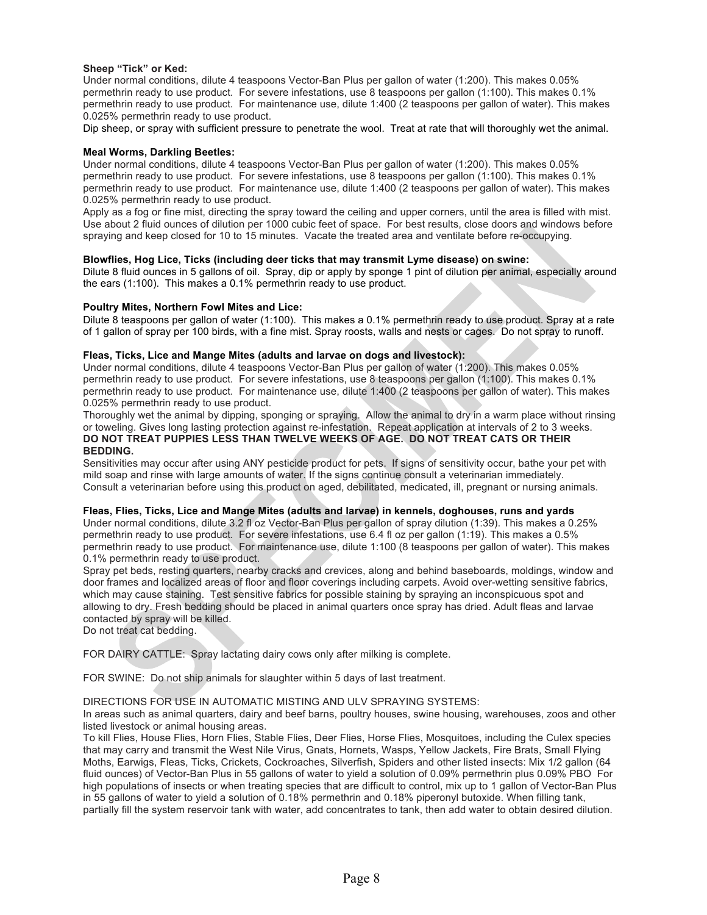**Sheep “Tick” or Ked:**
Under normal conditions, dilute 4 teaspoons Vector-Ban Plus per gallon of water (1:200). This makes 0.05% permethrin ready to use product. For severe infestations, use 8 teaspoons per gallon (1:100). This makes 0.1% permethrin ready to use product. For maintenance use, dilute 1:400 (2 teaspoons per gallon of water). This makes 0.025% permethrin ready to use product.
Dip sheep, or spray with sufficient pressure to penetrate the wool. Treat at rate that will thoroughly wet the animal.

**Meal Worms, Darkling Beetles:**
Under normal conditions, dilute 4 teaspoons Vector-Ban Plus per gallon of water (1:200). This makes 0.05% permethrin ready to use product. For severe infestations, use 8 teaspoons per gallon (1:100). This makes 0.1% permethrin ready to use product. For maintenance use, dilute 1:400 (2 teaspoons per gallon of water). This makes 0.025% permethrin ready to use product.
Apply as a fog or fine mist, directing the spray toward the ceiling and upper corners, until the area is filled with mist. Use about 2 fluid ounces of dilution per 1000 cubic feet of space. For best results, close doors and windows before spraying and keep closed for 10 to 15 minutes. Vacate the treated area and ventilate before re-occupying.

**Blowflies, Hog Lice, Ticks (including deer ticks that may transmit Lyme disease) on swine:**
Dilute 8 fluid ounces in 5 gallons of oil. Spray, dip or apply by sponge 1 pint of dilution per animal, especially around the ears (1:100). This makes a 0.1% permethrin ready to use product.

**Poultry Mites, Northern Fowl Mites and Lice:**
Dilute 8 teaspoons per gallon of water (1:100). This makes a 0.1% permethrin ready to use product. Spray at a rate of 1 gallon of spray per 100 birds, with a fine mist. Spray roosts, walls and nests or cages. Do not spray to runoff.

**Fleas, Ticks, Lice and Mange Mites (adults and larvae on dogs and livestock):**
Under normal conditions, dilute 4 teaspoons Vector-Ban Plus per gallon of water (1:200). This makes 0.05% permethrin ready to use product. For severe infestations, use 8 teaspoons per gallon (1:100). This makes 0.1% permethrin ready to use product. For maintenance use, dilute 1:400 (2 teaspoons per gallon of water). This makes 0.025% permethrin ready to use product.
Thoroughly wet the animal by dipping, sponging or spraying. Allow the animal to dry in a warm place without rinsing or toweling. Gives long lasting protection against re-infestation. Repeat application at intervals of 2 to 3 weeks.
**DO NOT TREAT PUPPIES LESS THAN TWELVE WEEKS OF AGE. DO NOT TREAT CATS OR THEIR BEDDING.**
Sensitivities may occur after using ANY pesticide product for pets. If signs of sensitivity occur, bathe your pet with mild soap and rinse with large amounts of water. If the signs continue consult a veterinarian immediately.
Consult a veterinarian before using this product on aged, debilitated, medicated, ill, pregnant or nursing animals.

**Fleas, Flies, Ticks, Lice and Mange Mites (adults and larvae) in kennels, doghouses, runs and yards**
Under normal conditions, dilute 3.2 fl oz Vector-Ban Plus per gallon of spray dilution (1:39). This makes a 0.25% permethrin ready to use product. For severe infestations, use 6.4 fl oz per gallon (1:19). This makes a 0.5% permethrin ready to use product. For maintenance use, dilute 1:100 (8 teaspoons per gallon of water). This makes 0.1% permethrin ready to use product.
Spray pet beds, resting quarters, nearby cracks and crevices, along and behind baseboards, moldings, window and door frames and localized areas of floor and floor coverings including carpets. Avoid over-wetting sensitive fabrics, which may cause staining. Test sensitive fabrics for possible staining by spraying an inconspicuous spot and allowing to dry. Fresh bedding should be placed in animal quarters once spray has dried. Adult fleas and larvae contacted by spray will be killed.
Do not treat cat bedding.

FOR DAIRY CATTLE: Spray lactating dairy cows only after milking is complete.

FOR SWINE: Do not ship animals for slaughter within 5 days of last treatment.

DIRECTIONS FOR USE IN AUTOMATIC MISTING AND ULV SPRAYING SYSTEMS:
In areas such as animal quarters, dairy and beef barns, poultry houses, swine housing, warehouses, zoos and other listed livestock or animal housing areas.
To kill Flies, House Flies, Horn Flies, Stable Flies, Deer Flies, Horse Flies, Mosquitoes, including the Culex species that may carry and transmit the West Nile Virus, Gnats, Hornets, Wasps, Yellow Jackets, Fire Brats, Small Flying Moths, Earwigs, Fleas, Ticks, Crickets, Cockroaches, Silverfish, Spiders and other listed insects: Mix 1/2 gallon (64 fluid ounces) of Vector-Ban Plus in 55 gallons of water to yield a solution of 0.09% permethrin plus 0.09% PBO For high populations of insects or when treating species that are difficult to control, mix up to 1 gallon of Vector-Ban Plus in 55 gallons of water to yield a solution of 0.18% permethrin and 0.18% piperonyl butoxide. When filling tank, partially fill the system reservoir tank with water, add concentrates to tank, then add water to obtain desired dilution.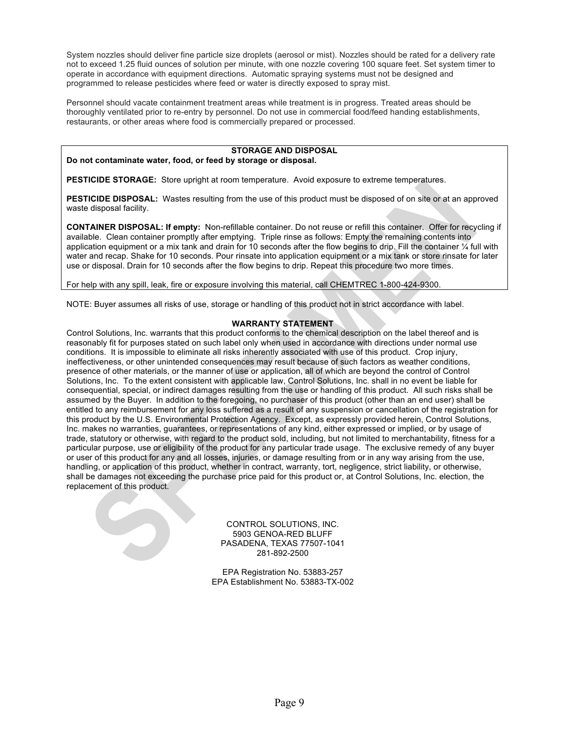System nozzles should deliver fine particle size droplets (aerosol or mist). Nozzles should be rated for a delivery rate not to exceed 1.25 fluid ounces of solution per minute, with one nozzle covering 100 square feet. Set system timer to operate in accordance with equipment directions. Automatic spraying systems must not be designed and programmed to release pesticides where feed or water is directly exposed to spray mist.

Personnel should vacate containment treatment areas while treatment is in progress. Treated areas should be thoroughly ventilated prior to re-entry by personnel. Do not use in commercial food/feed handing establishments, restaurants, or other areas where food is commercially prepared or processed.

## STORAGE AND DISPOSAL

**Do not contaminate water, food, or feed by storage or disposal.**

**PESTICIDE STORAGE:** Store upright at room temperature. Avoid exposure to extreme temperatures.

**PESTICIDE DISPOSAL:** Wastes resulting from the use of this product must be disposed of on site or at an approved waste disposal facility.

**CONTAINER DISPOSAL: If empty:** Non-refillable container. Do not reuse or refill this container. Offer for recycling if available. Clean container promptly after emptying. Triple rinse as follows: Empty the remaining contents into application equipment or a mix tank and drain for 10 seconds after the flow begins to drip. Fill the container ¼ full with water and recap. Shake for 10 seconds. Pour rinsate into application equipment or a mix tank or store rinsate for later use or disposal. Drain for 10 seconds after the flow begins to drip. Repeat this procedure two more times.

For help with any spill, leak, fire or exposure involving this material, call CHEMTREC 1-800-424-9300.

NOTE: Buyer assumes all risks of use, storage or handling of this product not in strict accordance with label.

## WARRANTY STATEMENT

Control Solutions, Inc. warrants that this product conforms to the chemical description on the label thereof and is reasonably fit for purposes stated on such label only when used in accordance with directions under normal use conditions. It is impossible to eliminate all risks inherently associated with use of this product. Crop injury, ineffectiveness, or other unintended consequences may result because of such factors as weather conditions, presence of other materials, or the manner of use or application, all of which are beyond the control of Control Solutions, Inc. To the extent consistent with applicable law, Control Solutions, Inc. shall in no event be liable for consequential, special, or indirect damages resulting from the use or handling of this product. All such risks shall be assumed by the Buyer. In addition to the foregoing, no purchaser of this product (other than an end user) shall be entitled to any reimbursement for any loss suffered as a result of any suspension or cancellation of the registration for this product by the U.S. Environmental Protection Agency. Except, as expressly provided herein, Control Solutions, Inc. makes no warranties, guarantees, or representations of any kind, either expressed or implied, or by usage of trade, statutory or otherwise, with regard to the product sold, including, but not limited to merchantability, fitness for a particular purpose, use or eligibility of the product for any particular trade usage. The exclusive remedy of any buyer or user of this product for any and all losses, injuries, or damage resulting from or in any way arising from the use, handling, or application of this product, whether in contract, warranty, tort, negligence, strict liability, or otherwise, shall be damages not exceeding the purchase price paid for this product or, at Control Solutions, Inc. election, the replacement of this product.

CONTROL SOLUTIONS, INC.
5903 GENOA-RED BLUFF
PASADENA, TEXAS 77507-1041
281-892-2500

EPA Registration No. 53883-257
EPA Establishment No. 53883-TX-002